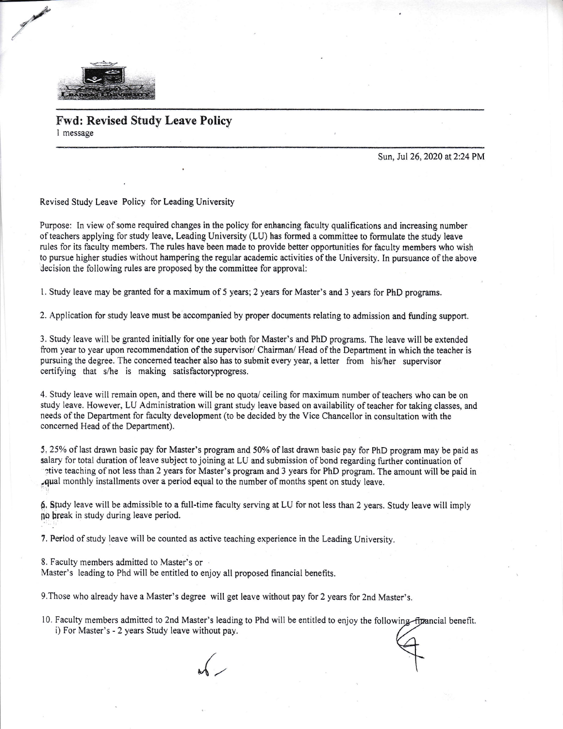# Fwd: Revised Study Leave Policy

1 message

Sun, Jul 26, 2020 at 2:24 PM

Revised Study Leave Policy for Leading University

Purpose: In view of some required changes in the policy for enhancing faculty qualifications and increasing number of teachers applying for study leave, Leading University (LU) has formed a committee to formulate the study leave rules for its faculty members. The rules have been made to provide better opportunities for faculty members who wish to pursue higher studies without hampering the regular academic activities of the University. In pursuance of the above decision the following rules are proposed by the committee for approval:

1. Study leave may be granted for a maximum of 5 years; 2 years for Master's and 3 years for PhD programs.

2. Application for study leave must be accompanied by proper documents relating to admission and funding support.

3. Study leave will be granted initially for one year both for Master's and PhD programs. The leave will be extended from year to year upon recommendation of the supervisor/ Chairman/ Head of the Department in which the teacher is pursuing the degree. The concerned teacher also has to submit every year, a letter from his/her supervisor certifying that s/he is making satisfactoryprogress.

4. Study leave will remain open, and there will be no quota/ ceiling for maximum number of teachers who can be on study leave. However, LU Administration will grant study leave based on availability of teacher for taking classes, and needs of the Department for faculty development (to be decided by the Vice Chancellor in consultation with the concerned Head of the Department).

5. 25% of last drawn basic pay for Master's program and 50% of last drawn basic pay for PhD program may be paid as salary for total duration of leave subject to joining at LU and submission of bond regarding further continuation of active teaching of not less than 2 years for Master's program and 3 years for PhD program. The amount will be paid in equal monthly installments over a period equal to the number of months spent on study leave.

6. Study leave will be admissible to a full-time faculty serving at LU for not less than 2 years. Study leave will imply no break in study during leave period.

7. Period of study leave will be counted as active teaching experience in the Leading University.

8. Faculty members admitted to Master's or
Master's leading to Phd will be entitled to enjoy all proposed financial benefits.

9. Those who already have a Master's degree will get leave without pay for 2 years for 2nd Master's.

10. Faculty members admitted to 2nd Master's leading to Phd will be entitled to enjoy the following financial benefit.
   i) For Master's - 2 years Study leave without pay.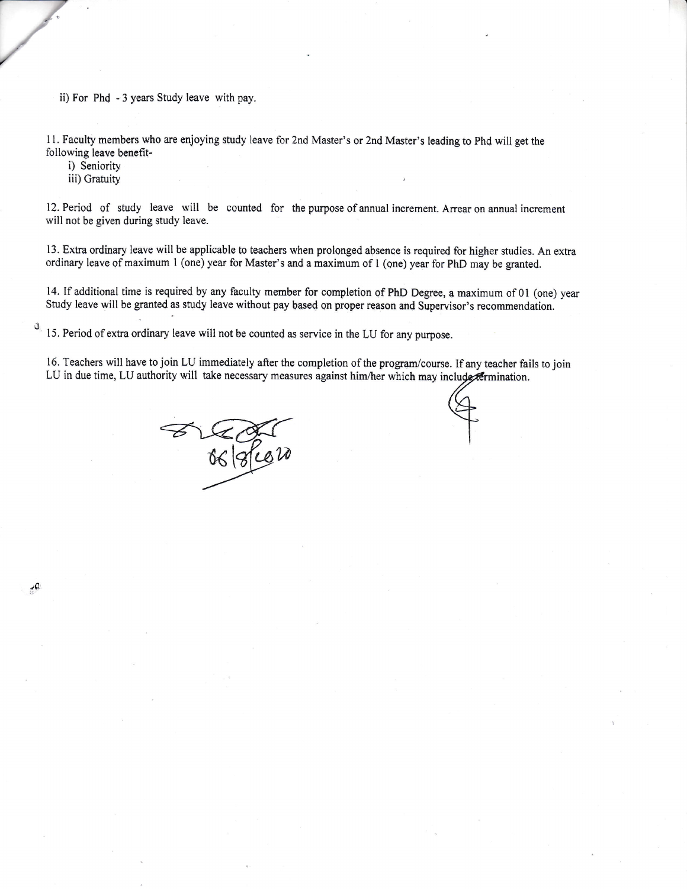ii) For Phd - 3 years Study leave with pay.

11. Faculty members who are enjoying study leave for 2nd Master's or 2nd Master's leading to Phd will get the following leave benefit-

i) Seniority

iii) Gratuity

12. Period of study leave will be counted for the purpose of annual increment. Arrear on annual increment will not be given during study leave.

13. Extra ordinary leave will be applicable to teachers when prolonged absence is required for higher studies. An extra ordinary leave of maximum 1 (one) year for Master's and a maximum of 1 (one) year for PhD may be granted.

14. If additional time is required by any faculty member for completion of PhD Degree, a maximum of 01 (one) year Study leave will be granted as study leave without pay based on proper reason and Supervisor's recommendation.

15. Period of extra ordinary leave will not be counted as service in the LU for any purpose.

16. Teachers will have to join LU immediately after the completion of the program/course. If any teacher fails to join LU in due time, LU authority will take necessary measures against him/her which may include termination.

06/8/2020